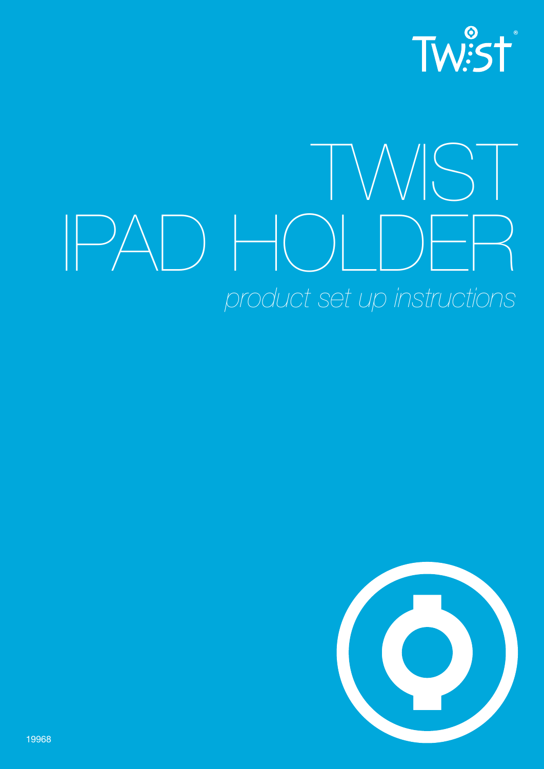Twist®

# TWIST IPAD HOLDER

*product set up instructions*

19968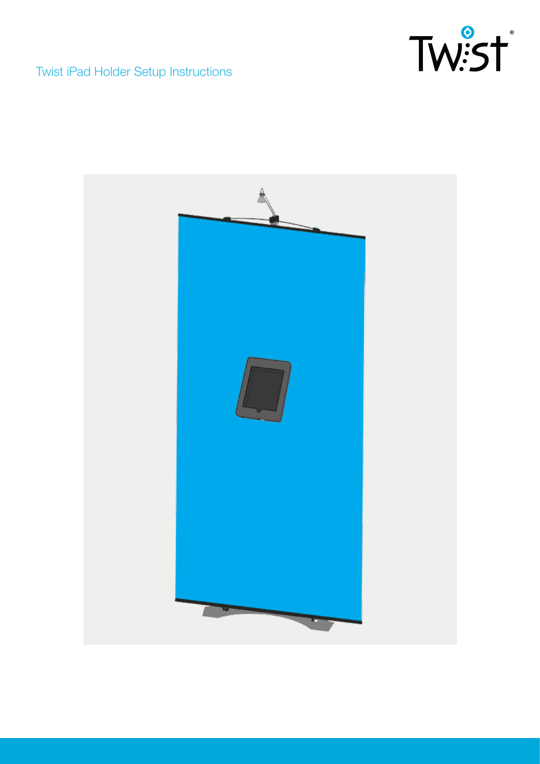# Twist iPad Holder Setup Instructions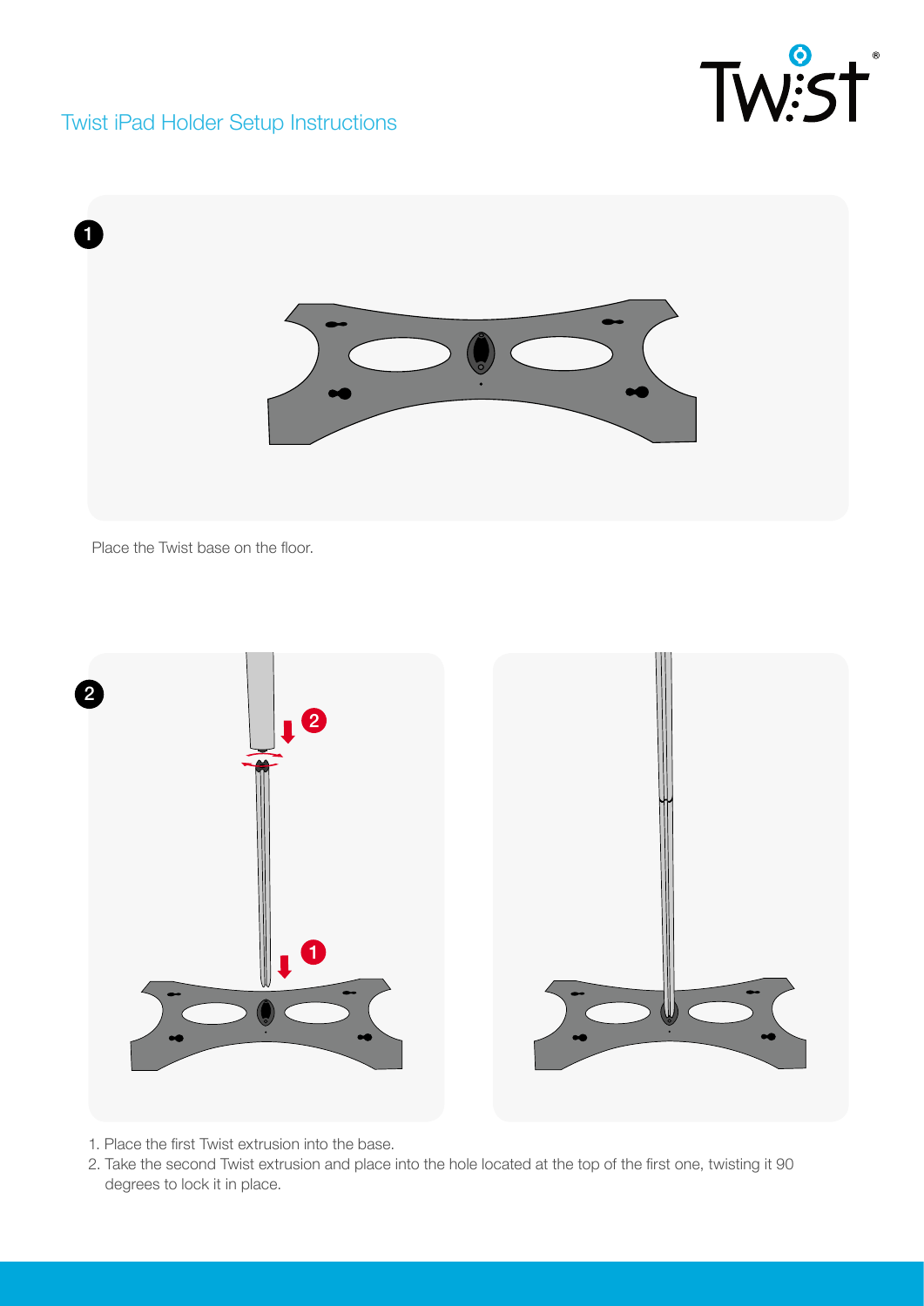# Twist iPad Holder Setup Instructions

**1**

Place the Twist base on the floor.

**2**

1. Place the first Twist extrusion into the base.
2. Take the second Twist extrusion and place into the hole located at the top of the first one, twisting it 90 degrees to lock it in place.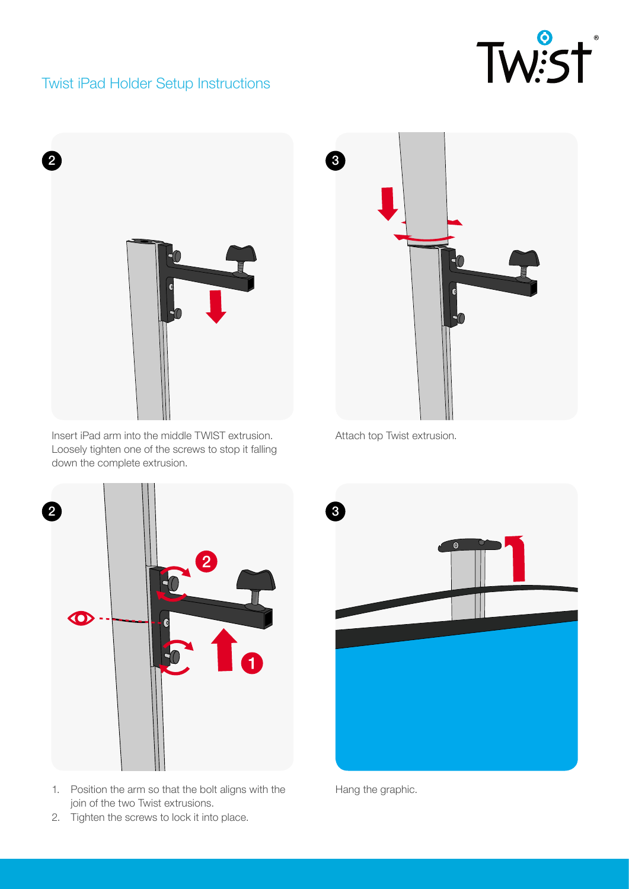# Twist iPad Holder Setup Instructions

**2**

Insert iPad arm into the middle TWIST extrusion. Loosely tighten one of the screws to stop it falling down the complete extrusion.

**3**

Attach top Twist extrusion.

**2**

1. Position the arm so that the bolt aligns with the join of the two Twist extrusions.
2. Tighten the screws to lock it into place.

**3**

Hang the graphic.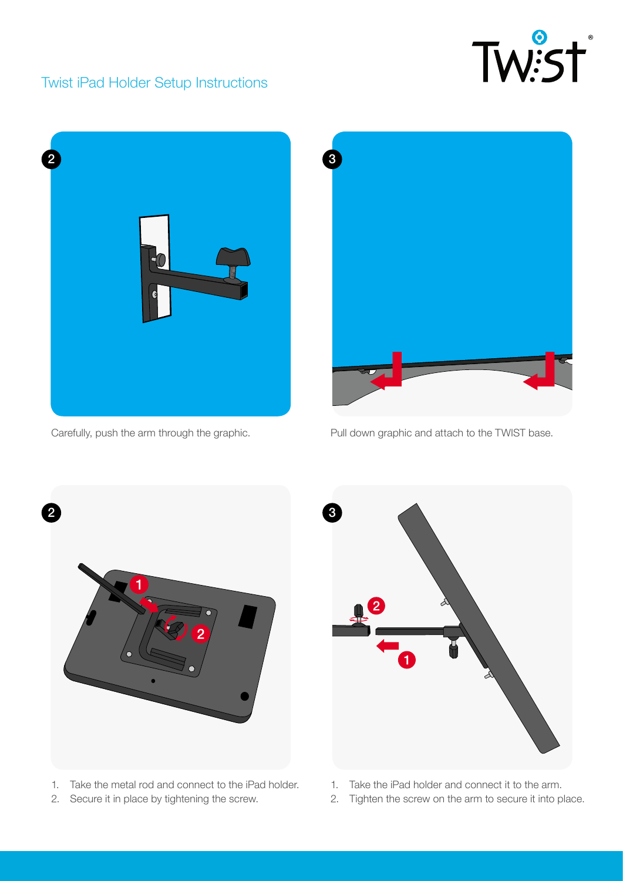## Twist iPad Holder Setup Instructions

**2**

Carefully, push the arm through the graphic.

**3**

Pull down graphic and attach to the TWIST base.

**2**

1. Take the metal rod and connect to the iPad holder.
2. Secure it in place by tightening the screw.

**3**

1. Take the iPad holder and connect it to the arm.
2. Tighten the screw on the arm to secure it into place.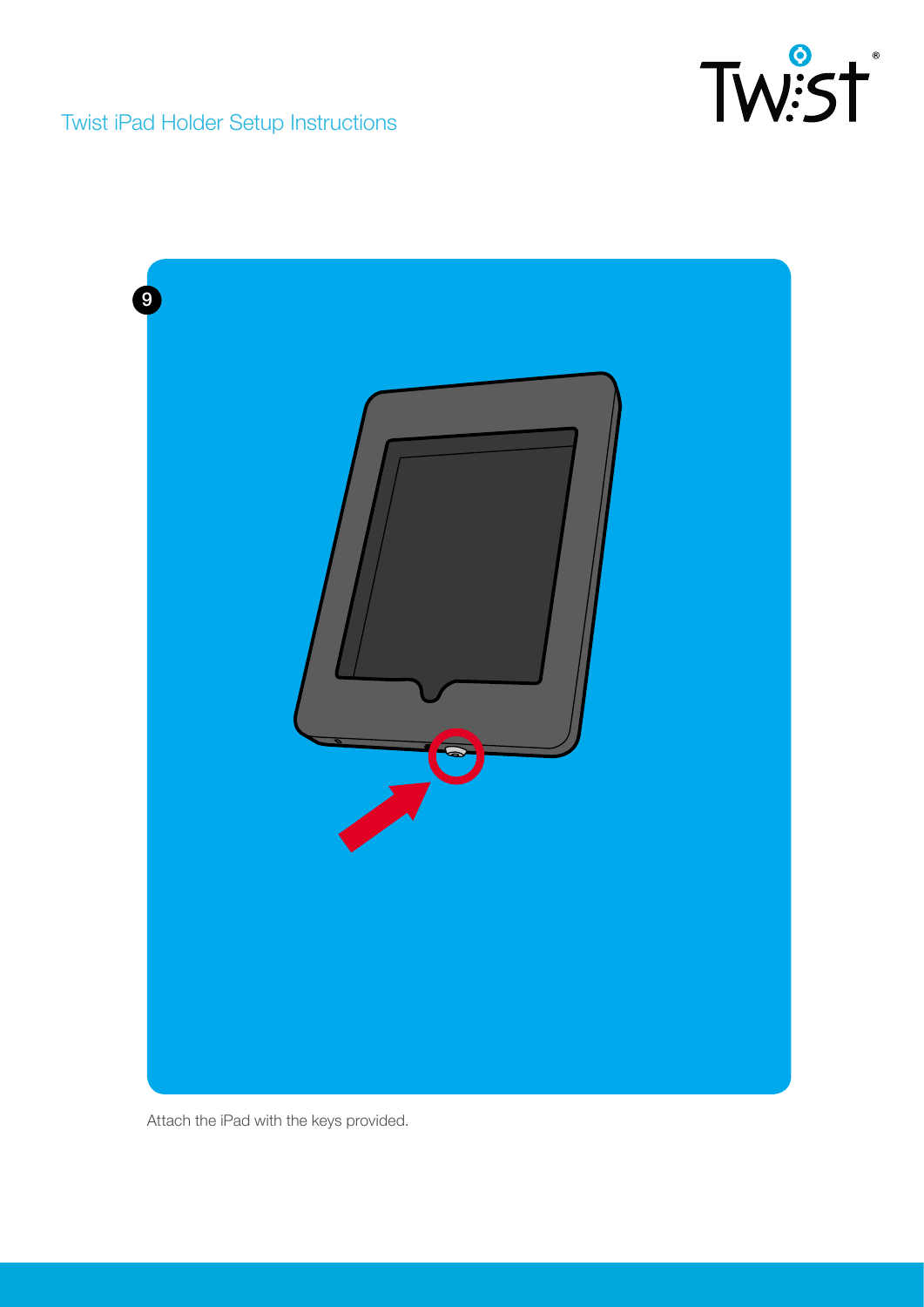9

Attach the iPad with the keys provided.